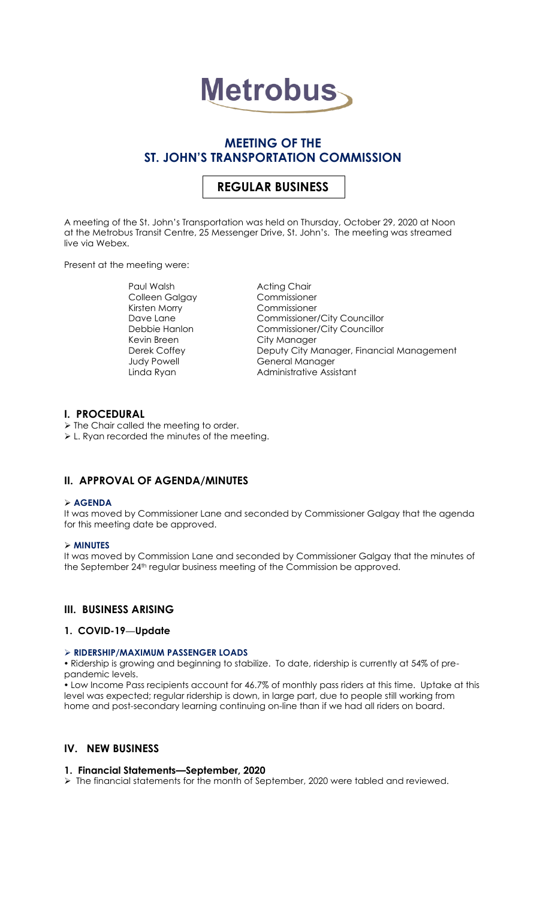# Metrobus

## MEETING OF THE ST. JOHN'S TRANSPORTATION COMMISSION

## REGULAR BUSINESS

A meeting of the St. John's Transportation was held on Thursday, October 29, 2020 at Noon at the Metrobus Transit Centre, 25 Messenger Drive, St. John's. The meeting was streamed live via Webex.

Present at the meeting were:

| | |
|---|---|
| Paul Walsh | Acting Chair |
| Colleen Galgay | Commissioner |
| Kirsten Morry | Commissioner |
| Dave Lane | Commissioner/City Councillor |
| Debbie Hanlon | Commissioner/City Councillor |
| Kevin Breen | City Manager |
| Derek Coffey | Deputy City Manager, Financial Management |
| Judy Powell | General Manager |
| Linda Ryan | Administrative Assistant |

## I. PROCEDURAL

- The Chair called the meeting to order.
- L. Ryan recorded the minutes of the meeting.

## II. APPROVAL OF AGENDA/MINUTES

- **AGENDA**

It was moved by Commissioner Lane and seconded by Commissioner Galgay that the agenda for this meeting date be approved.

- **MINUTES**

It was moved by Commission Lane and seconded by Commissioner Galgay that the minutes of the September 24th regular business meeting of the Commission be approved.

## III. BUSINESS ARISING

### 1. COVID-19—Update

- **RIDERSHIP/MAXIMUM PASSENGER LOADS**

• Ridership is growing and beginning to stabilize. To date, ridership is currently at 54% of pre-pandemic levels.

• Low Income Pass recipients account for 46.7% of monthly pass riders at this time. Uptake at this level was expected; regular ridership is down, in large part, due to people still working from home and post-secondary learning continuing on-line than if we had all riders on board.

## IV. NEW BUSINESS

### 1. Financial Statements—September, 2020

- The financial statements for the month of September, 2020 were tabled and reviewed.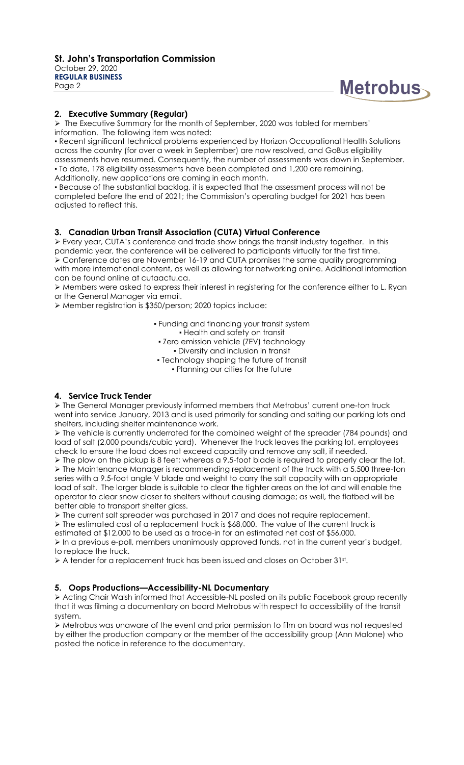## 2. Executive Summary (Regular)

➢ The Executive Summary for the month of September, 2020 was tabled for members' information. The following item was noted:

▪ Recent significant technical problems experienced by Horizon Occupational Health Solutions across the country (for over a week in September) are now resolved, and GoBus eligibility assessments have resumed. Consequently, the number of assessments was down in September.

▪ To date, 178 eligibility assessments have been completed and 1,200 are remaining. Additionally, new applications are coming in each month.

▪ Because of the substantial backlog, it is expected that the assessment process will not be completed before the end of 2021; the Commission's operating budget for 2021 has been adjusted to reflect this.

## 3. Canadian Urban Transit Association (CUTA) Virtual Conference

➢ Every year, CUTA's conference and trade show brings the transit industry together. In this pandemic year, the conference will be delivered to participants virtually for the first time.

➢ Conference dates are November 16-19 and CUTA promises the same quality programming with more international content, as well as allowing for networking online. Additional information can be found online at cutaactu.ca.

➢ Members were asked to express their interest in registering for the conference either to L. Ryan or the General Manager via email.

➢ Member registration is $350/person; 2020 topics include:

- Funding and financing your transit system
- Health and safety on transit
- Zero emission vehicle (ZEV) technology
- Diversity and inclusion in transit
- Technology shaping the future of transit
- Planning our cities for the future

## 4. Service Truck Tender

➢ The General Manager previously informed members that Metrobus' current one-ton truck went into service January, 2013 and is used primarily for sanding and salting our parking lots and shelters, including shelter maintenance work.

➢ The vehicle is currently underrated for the combined weight of the spreader (784 pounds) and load of salt (2,000 pounds/cubic yard). Whenever the truck leaves the parking lot, employees check to ensure the load does not exceed capacity and remove any salt, if needed.

➢ The plow on the pickup is 8 feet; whereas a 9.5-foot blade is required to properly clear the lot.

➢ The Maintenance Manager is recommending replacement of the truck with a 5,500 three-ton series with a 9.5-foot angle V blade and weight to carry the salt capacity with an appropriate load of salt. The larger blade is suitable to clear the tighter areas on the lot and will enable the operator to clear snow closer to shelters without causing damage; as well, the flatbed will be better able to transport shelter glass.

➢ The current salt spreader was purchased in 2017 and does not require replacement.

➢ The estimated cost of a replacement truck is $68,000. The value of the current truck is estimated at $12,000 to be used as a trade-in for an estimated net cost of $56,000.

➢ In a previous e-poll, members unanimously approved funds, not in the current year's budget, to replace the truck.

➢ A tender for a replacement truck has been issued and closes on October 31st.

## 5. Oops Productions—Accessibility-NL Documentary

➢ Acting Chair Walsh informed that Accessible-NL posted on its public Facebook group recently that it was filming a documentary on board Metrobus with respect to accessibility of the transit system.

➢ Metrobus was unaware of the event and prior permission to film on board was not requested by either the production company or the member of the accessibility group (Ann Malone) who posted the notice in reference to the documentary.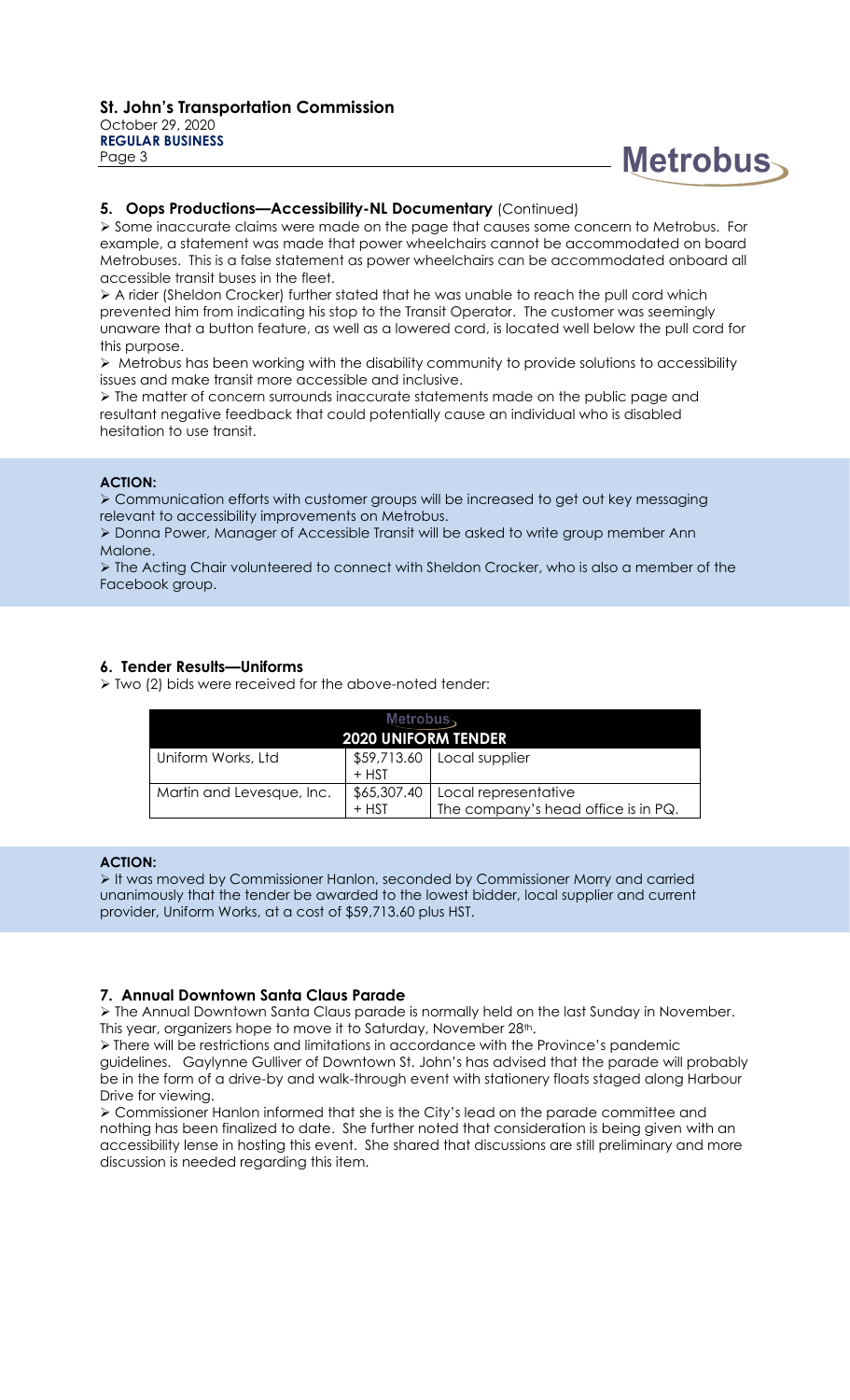### 5. Oops Productions—Accessibility-NL Documentary (Continued)

- Some inaccurate claims were made on the page that causes some concern to Metrobus. For example, a statement was made that power wheelchairs cannot be accommodated on board Metrobuses. This is a false statement as power wheelchairs can be accommodated onboard all accessible transit buses in the fleet.
- A rider (Sheldon Crocker) further stated that he was unable to reach the pull cord which prevented him from indicating his stop to the Transit Operator. The customer was seemingly unaware that a button feature, as well as a lowered cord, is located well below the pull cord for this purpose.
- Metrobus has been working with the disability community to provide solutions to accessibility issues and make transit more accessible and inclusive.
- The matter of concern surrounds inaccurate statements made on the public page and resultant negative feedback that could potentially cause an individual who is disabled hesitation to use transit.

**ACTION:**

- Communication efforts with customer groups will be increased to get out key messaging relevant to accessibility improvements on Metrobus.
- Donna Power, Manager of Accessible Transit will be asked to write group member Ann Malone.
- The Acting Chair volunteered to connect with Sheldon Crocker, who is also a member of the Facebook group.

### 6. Tender Results—Uniforms

- Two (2) bids were received for the above-noted tender:

| Metrobus 2020 UNIFORM TENDER | | |
|---|---|---|
| Uniform Works, Ltd | $59,713.60 + HST | Local supplier |
| Martin and Levesque, Inc. | $65,307.40 + HST | Local representative The company's head office is in PQ. |

**ACTION:**

- It was moved by Commissioner Hanlon, seconded by Commissioner Morry and carried unanimously that the tender be awarded to the lowest bidder, local supplier and current provider, Uniform Works, at a cost of $59,713.60 plus HST.

### 7. Annual Downtown Santa Claus Parade

- The Annual Downtown Santa Claus parade is normally held on the last Sunday in November. This year, organizers hope to move it to Saturday, November 28th.
- There will be restrictions and limitations in accordance with the Province's pandemic guidelines. Gaylynne Gulliver of Downtown St. John's has advised that the parade will probably be in the form of a drive-by and walk-through event with stationery floats staged along Harbour Drive for viewing.
- Commissioner Hanlon informed that she is the City's lead on the parade committee and nothing has been finalized to date. She further noted that consideration is being given with an accessibility lense in hosting this event. She shared that discussions are still preliminary and more discussion is needed regarding this item.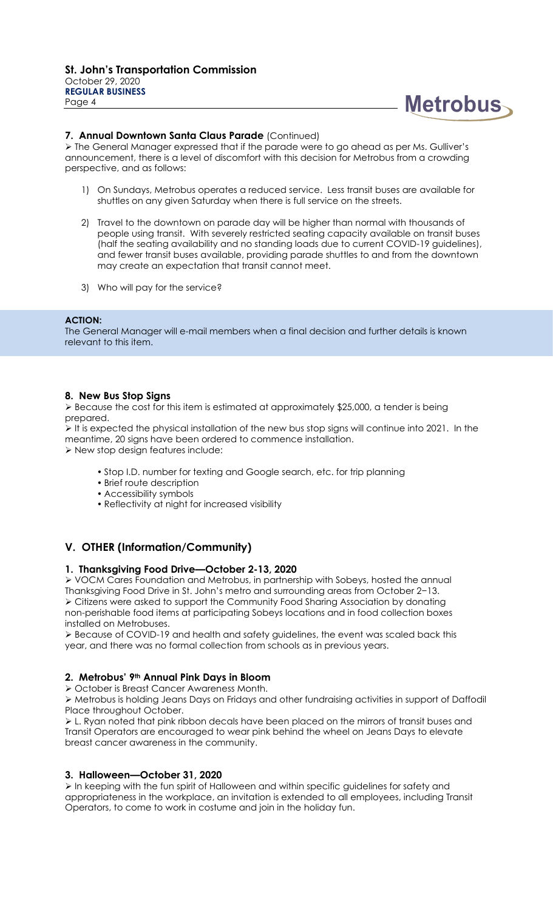### 7. Annual Downtown Santa Claus Parade (Continued)

➢ The General Manager expressed that if the parade were to go ahead as per Ms. Gulliver's announcement, there is a level of discomfort with this decision for Metrobus from a crowding perspective, and as follows:

1) On Sundays, Metrobus operates a reduced service. Less transit buses are available for shuttles on any given Saturday when there is full service on the streets.
2) Travel to the downtown on parade day will be higher than normal with thousands of people using transit. With severely restricted seating capacity available on transit buses (half the seating availability and no standing loads due to current COVID-19 guidelines), and fewer transit buses available, providing parade shuttles to and from the downtown may create an expectation that transit cannot meet.
3) Who will pay for the service?

**ACTION:**
The General Manager will e-mail members when a final decision and further details is known relevant to this item.

### 8. New Bus Stop Signs

➢ Because the cost for this item is estimated at approximately $25,000, a tender is being prepared.
➢ It is expected the physical installation of the new bus stop signs will continue into 2021. In the meantime, 20 signs have been ordered to commence installation.
➢ New stop design features include:

- Stop I.D. number for texting and Google search, etc. for trip planning
- Brief route description
- Accessibility symbols
- Reflectivity at night for increased visibility

## V. OTHER (Information/Community)

### 1. Thanksgiving Food Drive—October 2-13, 2020

➢ VOCM Cares Foundation and Metrobus, in partnership with Sobeys, hosted the annual Thanksgiving Food Drive in St. John's metro and surrounding areas from October 2–13.
➢ Citizens were asked to support the Community Food Sharing Association by donating non-perishable food items at participating Sobeys locations and in food collection boxes installed on Metrobuses.
➢ Because of COVID-19 and health and safety guidelines, the event was scaled back this year, and there was no formal collection from schools as in previous years.

### 2. Metrobus' 9th Annual Pink Days in Bloom

➢ October is Breast Cancer Awareness Month.
➢ Metrobus is holding Jeans Days on Fridays and other fundraising activities in support of Daffodil Place throughout October.
➢ L. Ryan noted that pink ribbon decals have been placed on the mirrors of transit buses and Transit Operators are encouraged to wear pink behind the wheel on Jeans Days to elevate breast cancer awareness in the community.

### 3. Halloween—October 31, 2020

➢ In keeping with the fun spirit of Halloween and within specific guidelines for safety and appropriateness in the workplace, an invitation is extended to all employees, including Transit Operators, to come to work in costume and join in the holiday fun.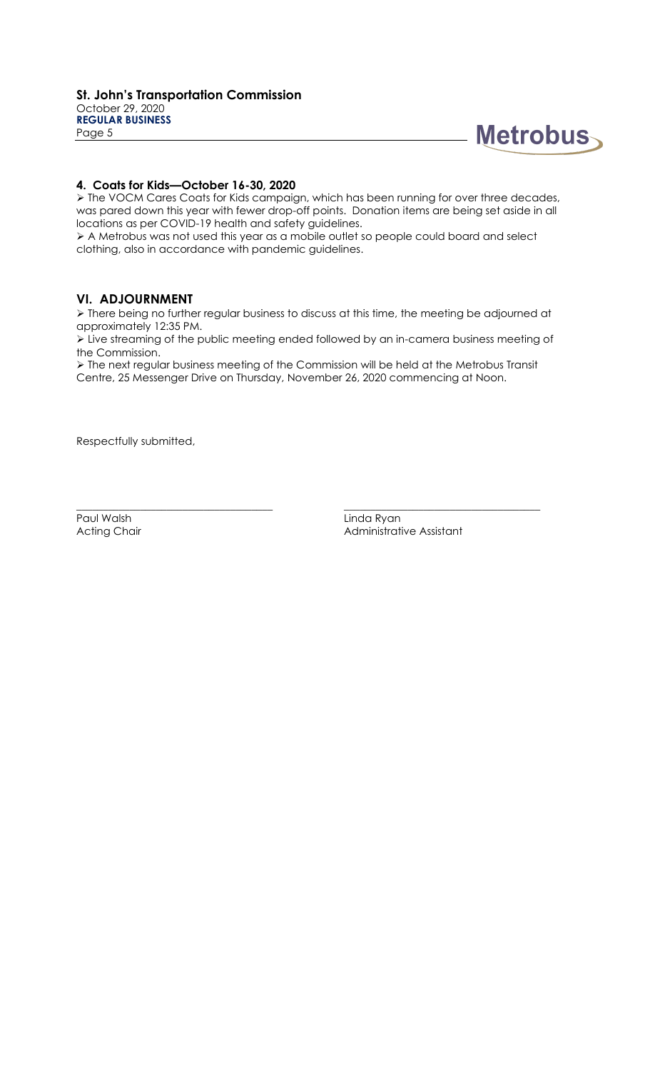### 4. Coats for Kids—October 16-30, 2020

➢ The VOCM Cares Coats for Kids campaign, which has been running for over three decades, was pared down this year with fewer drop-off points. Donation items are being set aside in all locations as per COVID-19 health and safety guidelines.

➢ A Metrobus was not used this year as a mobile outlet so people could board and select clothing, also in accordance with pandemic guidelines.

## VI. ADJOURNMENT

➢ There being no further regular business to discuss at this time, the meeting be adjourned at approximately 12:35 PM.

➢ Live streaming of the public meeting ended followed by an in-camera business meeting of the Commission.

➢ The next regular business meeting of the Commission will be held at the Metrobus Transit Centre, 25 Messenger Drive on Thursday, November 26, 2020 commencing at Noon.

Respectfully submitted,

| | |
|---|---|
| \_\_\_\_\_\_\_\_\_\_\_\_\_\_\_\_\_\_\_\_\_\_\_\_\_\_\_\_\_\_ | \_\_\_\_\_\_\_\_\_\_\_\_\_\_\_\_\_\_\_\_\_\_\_\_\_\_\_\_\_\_ |
| Paul Walsh | Linda Ryan |
| Acting Chair | Administrative Assistant |